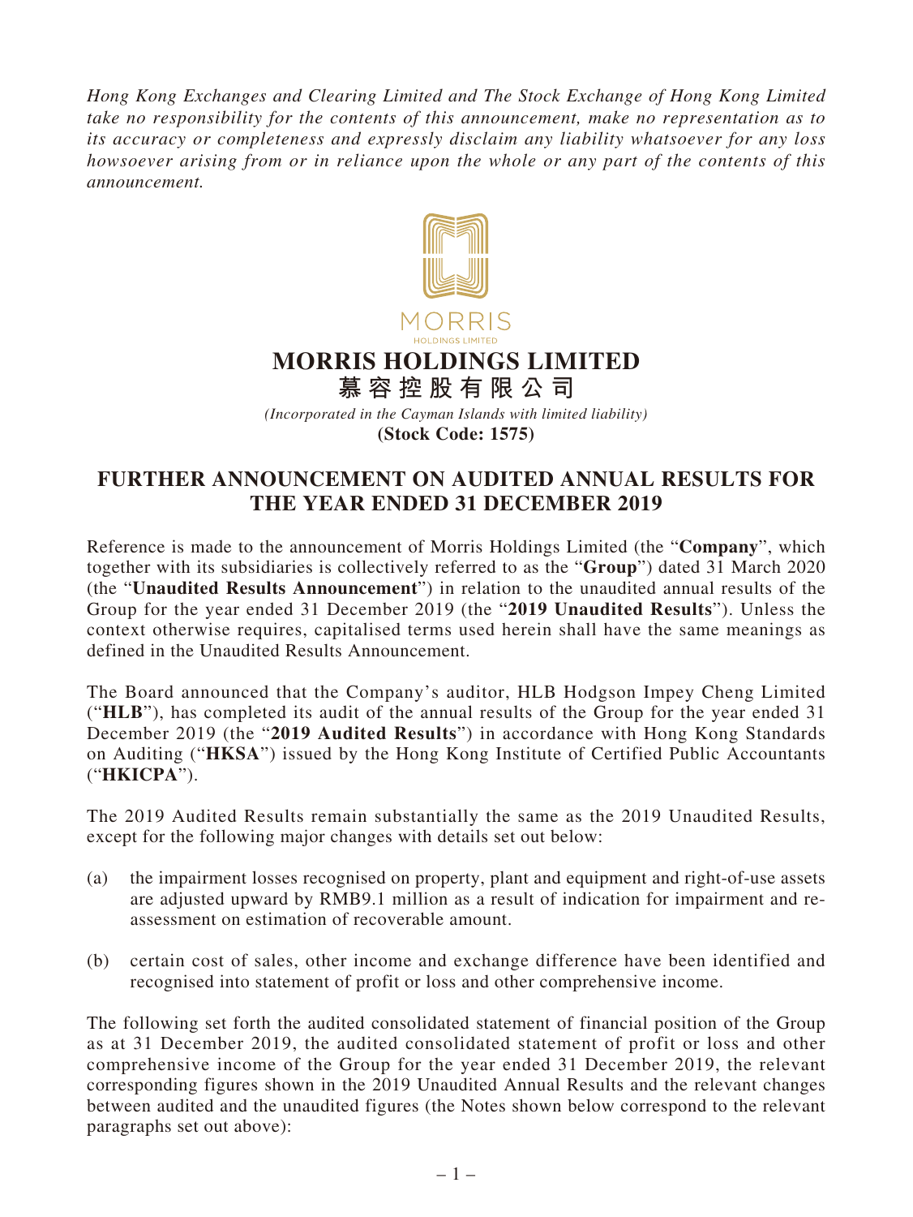*Hong Kong Exchanges and Clearing Limited and The Stock Exchange of Hong Kong Limited take no responsibility for the contents of this announcement, make no representation as to its accuracy or completeness and expressly disclaim any liability whatsoever for any loss howsoever arising from or in reliance upon the whole or any part of the contents of this announcement.*

# MORRIS HOLDINGS LIMITED
# 慕容控股有限公司

*(Incorporated in the Cayman Islands with limited liability)*
**(Stock Code: 1575)**

## FURTHER ANNOUNCEMENT ON AUDITED ANNUAL RESULTS FOR THE YEAR ENDED 31 DECEMBER 2019

Reference is made to the announcement of Morris Holdings Limited (the "**Company**", which together with its subsidiaries is collectively referred to as the "**Group**") dated 31 March 2020 (the "**Unaudited Results Announcement**") in relation to the unaudited annual results of the Group for the year ended 31 December 2019 (the "**2019 Unaudited Results**"). Unless the context otherwise requires, capitalised terms used herein shall have the same meanings as defined in the Unaudited Results Announcement.

The Board announced that the Company's auditor, HLB Hodgson Impey Cheng Limited ("**HLB**"), has completed its audit of the annual results of the Group for the year ended 31 December 2019 (the "**2019 Audited Results**") in accordance with Hong Kong Standards on Auditing ("**HKSA**") issued by the Hong Kong Institute of Certified Public Accountants ("**HKICPA**").

The 2019 Audited Results remain substantially the same as the 2019 Unaudited Results, except for the following major changes with details set out below:

(a) the impairment losses recognised on property, plant and equipment and right-of-use assets are adjusted upward by RMB9.1 million as a result of indication for impairment and re-assessment on estimation of recoverable amount.

(b) certain cost of sales, other income and exchange difference have been identified and recognised into statement of profit or loss and other comprehensive income.

The following set forth the audited consolidated statement of financial position of the Group as at 31 December 2019, the audited consolidated statement of profit or loss and other comprehensive income of the Group for the year ended 31 December 2019, the relevant corresponding figures shown in the 2019 Unaudited Annual Results and the relevant changes between audited and the unaudited figures (the Notes shown below correspond to the relevant paragraphs set out above):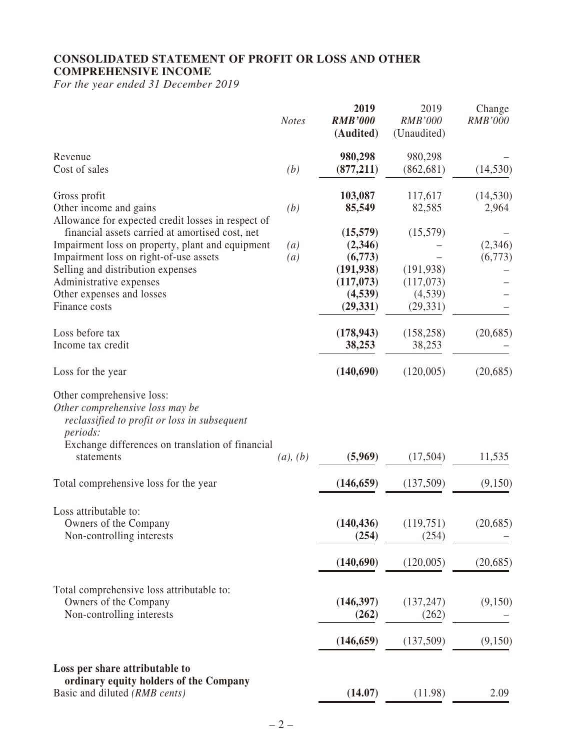## CONSOLIDATED STATEMENT OF PROFIT OR LOSS AND OTHER COMPREHENSIVE INCOME

*For the year ended 31 December 2019*

| | *Notes* | **2019** ***RMB'000*** **(Audited)** | 2019 *RMB'000* (Unaudited) | Change *RMB'000* |
|---|---|---|---|---|
| Revenue | | **980,298** | 980,298 | – |
| Cost of sales | *(b)* | **(877,211)** | (862,681) | (14,530) |
| Gross profit | | **103,087** | 117,617 | (14,530) |
| Other income and gains | *(b)* | **85,549** | 82,585 | 2,964 |
| Allowance for expected credit losses in respect of financial assets carried at amortised cost, net | | **(15,579)** | (15,579) | – |
| Impairment loss on property, plant and equipment | *(a)* | **(2,346)** | – | (2,346) |
| Impairment loss on right-of-use assets | *(a)* | **(6,773)** | – | (6,773) |
| Selling and distribution expenses | | **(191,938)** | (191,938) | – |
| Administrative expenses | | **(117,073)** | (117,073) | – |
| Other expenses and losses | | **(4,539)** | (4,539) | – |
| Finance costs | | **(29,331)** | (29,331) | – |
| Loss before tax | | **(178,943)** | (158,258) | (20,685) |
| Income tax credit | | **38,253** | 38,253 | – |
| Loss for the year | | **(140,690)** | (120,005) | (20,685) |
| Other comprehensive loss: | | | | |
| *Other comprehensive loss may be reclassified to profit or loss in subsequent periods:* | | | | |
| Exchange differences on translation of financial statements | *(a), (b)* | **(5,969)** | (17,504) | 11,535 |
| Total comprehensive loss for the year | | **(146,659)** | (137,509) | (9,150) |
| Loss attributable to: | | | | |
| Owners of the Company | | **(140,436)** | (119,751) | (20,685) |
| Non-controlling interests | | **(254)** | (254) | – |
| | | **(140,690)** | (120,005) | (20,685) |
| Total comprehensive loss attributable to: | | | | |
| Owners of the Company | | **(146,397)** | (137,247) | (9,150) |
| Non-controlling interests | | **(262)** | (262) | – |
| | | **(146,659)** | (137,509) | (9,150) |
| **Loss per share attributable to ordinary equity holders of the Company** | | | | |
| Basic and diluted *(RMB cents)* | | **(14.07)** | (11.98) | 2.09 |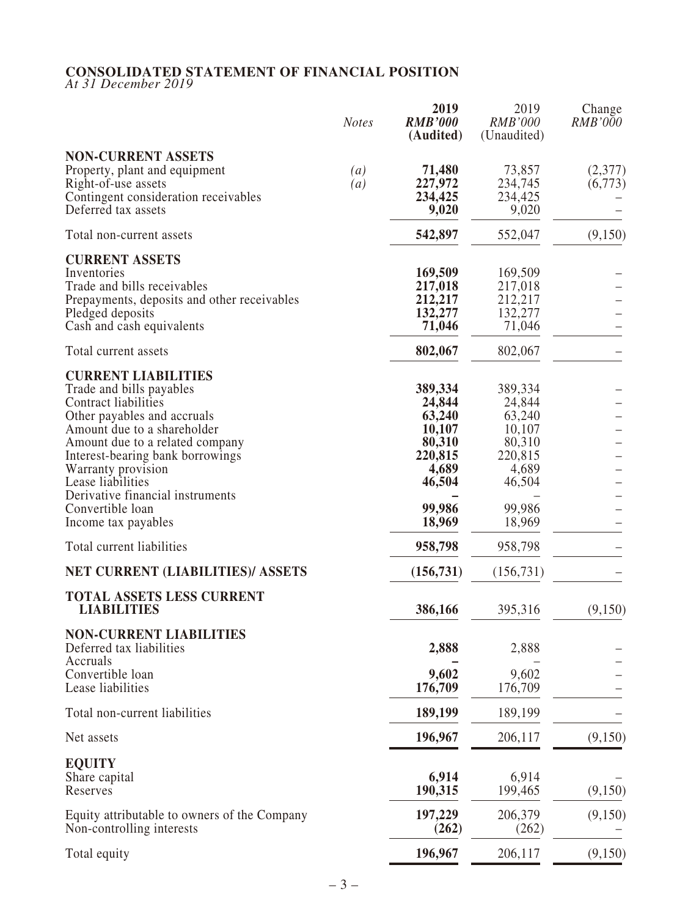**CONSOLIDATED STATEMENT OF FINANCIAL POSITION**
*At 31 December 2019*

| | *Notes* | **2019** **RMB'000** **(Audited)** | 2019 RMB'000 (Unaudited) | Change RMB'000 |
|---|---|---|---|---|
| **NON-CURRENT ASSETS** | | | | |
| Property, plant and equipment | *(a)* | **71,480** | 73,857 | (2,377) |
| Right-of-use assets | *(a)* | **227,972** | 234,745 | (6,773) |
| Contingent consideration receivables | | **234,425** | 234,425 | – |
| Deferred tax assets | | **9,020** | 9,020 | – |
| Total non-current assets | | **542,897** | 552,047 | (9,150) |
| **CURRENT ASSETS** | | | | |
| Inventories | | **169,509** | 169,509 | – |
| Trade and bills receivables | | **217,018** | 217,018 | – |
| Prepayments, deposits and other receivables | | **212,217** | 212,217 | – |
| Pledged deposits | | **132,277** | 132,277 | – |
| Cash and cash equivalents | | **71,046** | 71,046 | – |
| Total current assets | | **802,067** | 802,067 | – |
| **CURRENT LIABILITIES** | | | | |
| Trade and bills payables | | **389,334** | 389,334 | – |
| Contract liabilities | | **24,844** | 24,844 | – |
| Other payables and accruals | | **63,240** | 63,240 | – |
| Amount due to a shareholder | | **10,107** | 10,107 | – |
| Amount due to a related company | | **80,310** | 80,310 | – |
| Interest-bearing bank borrowings | | **220,815** | 220,815 | – |
| Warranty provision | | **4,689** | 4,689 | – |
| Lease liabilities | | **46,504** | 46,504 | – |
| Derivative financial instruments | | **–** | – | – |
| Convertible loan | | **99,986** | 99,986 | – |
| Income tax payables | | **18,969** | 18,969 | – |
| Total current liabilities | | **958,798** | 958,798 | – |
| **NET CURRENT (LIABILITIES)/ ASSETS** | | **(156,731)** | (156,731) | – |
| **TOTAL ASSETS LESS CURRENT LIABILITIES** | | **386,166** | 395,316 | (9,150) |
| **NON-CURRENT LIABILITIES** | | | | |
| Deferred tax liabilities | | **2,888** | 2,888 | – |
| Accruals | | **–** | – | – |
| Convertible loan | | **9,602** | 9,602 | – |
| Lease liabilities | | **176,709** | 176,709 | – |
| Total non-current liabilities | | **189,199** | 189,199 | – |
| Net assets | | **196,967** | 206,117 | (9,150) |
| **EQUITY** | | | | |
| Share capital | | **6,914** | 6,914 | – |
| Reserves | | **190,315** | 199,465 | (9,150) |
| Equity attributable to owners of the Company | | **197,229** | 206,379 | (9,150) |
| Non-controlling interests | | **(262)** | (262) | – |
| Total equity | | **196,967** | 206,117 | (9,150) |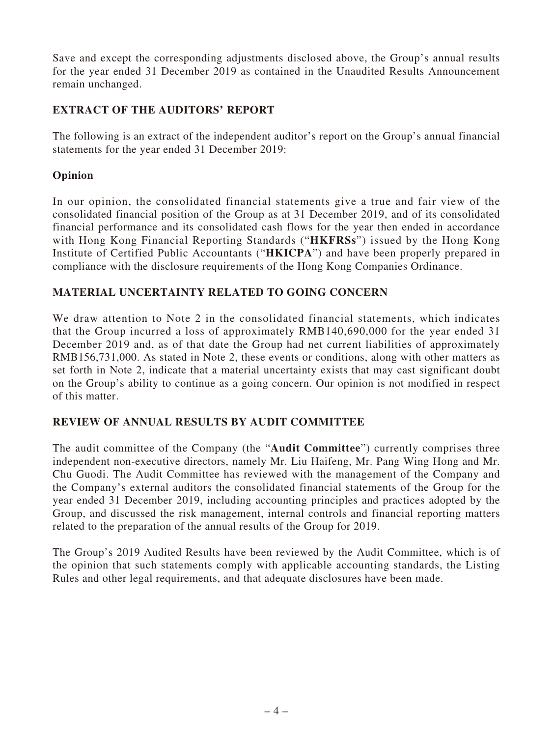Save and except the corresponding adjustments disclosed above, the Group's annual results for the year ended 31 December 2019 as contained in the Unaudited Results Announcement remain unchanged.

## EXTRACT OF THE AUDITORS' REPORT

The following is an extract of the independent auditor's report on the Group's annual financial statements for the year ended 31 December 2019:

### Opinion

In our opinion, the consolidated financial statements give a true and fair view of the consolidated financial position of the Group as at 31 December 2019, and of its consolidated financial performance and its consolidated cash flows for the year then ended in accordance with Hong Kong Financial Reporting Standards ("**HKFRSs**") issued by the Hong Kong Institute of Certified Public Accountants ("**HKICPA**") and have been properly prepared in compliance with the disclosure requirements of the Hong Kong Companies Ordinance.

## MATERIAL UNCERTAINTY RELATED TO GOING CONCERN

We draw attention to Note 2 in the consolidated financial statements, which indicates that the Group incurred a loss of approximately RMB140,690,000 for the year ended 31 December 2019 and, as of that date the Group had net current liabilities of approximately RMB156,731,000. As stated in Note 2, these events or conditions, along with other matters as set forth in Note 2, indicate that a material uncertainty exists that may cast significant doubt on the Group's ability to continue as a going concern. Our opinion is not modified in respect of this matter.

## REVIEW OF ANNUAL RESULTS BY AUDIT COMMITTEE

The audit committee of the Company (the "**Audit Committee**") currently comprises three independent non-executive directors, namely Mr. Liu Haifeng, Mr. Pang Wing Hong and Mr. Chu Guodi. The Audit Committee has reviewed with the management of the Company and the Company's external auditors the consolidated financial statements of the Group for the year ended 31 December 2019, including accounting principles and practices adopted by the Group, and discussed the risk management, internal controls and financial reporting matters related to the preparation of the annual results of the Group for 2019.

The Group's 2019 Audited Results have been reviewed by the Audit Committee, which is of the opinion that such statements comply with applicable accounting standards, the Listing Rules and other legal requirements, and that adequate disclosures have been made.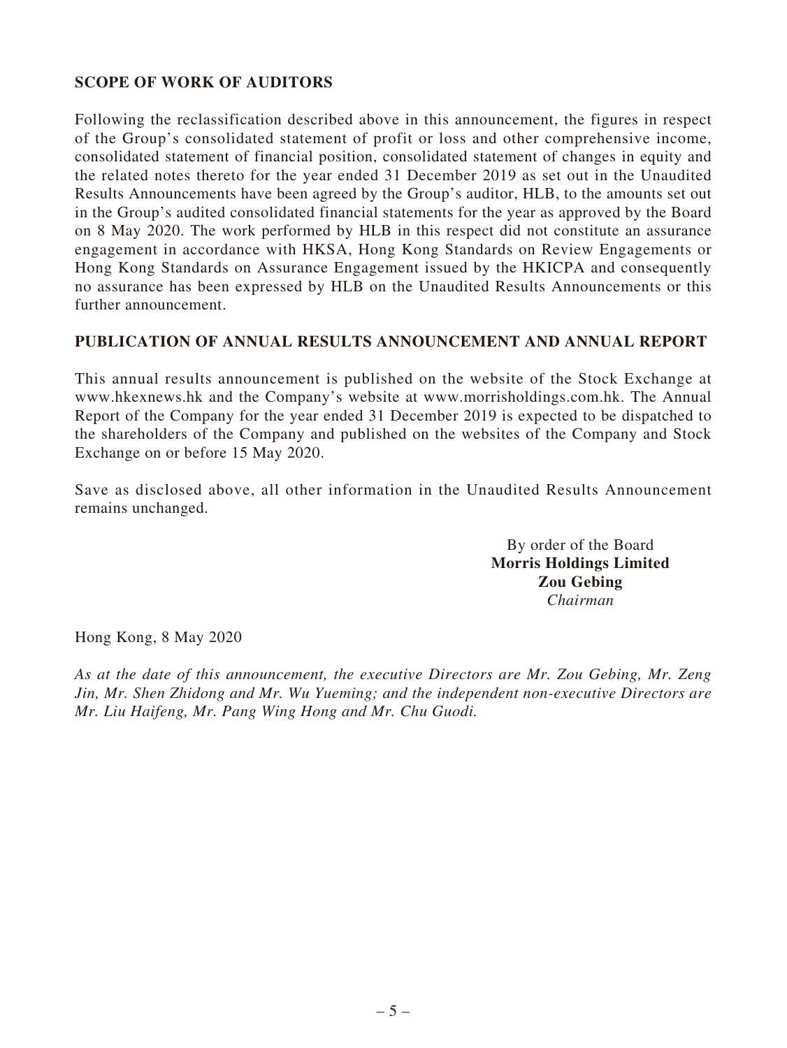## SCOPE OF WORK OF AUDITORS

Following the reclassification described above in this announcement, the figures in respect of the Group's consolidated statement of profit or loss and other comprehensive income, consolidated statement of financial position, consolidated statement of changes in equity and the related notes thereto for the year ended 31 December 2019 as set out in the Unaudited Results Announcements have been agreed by the Group's auditor, HLB, to the amounts set out in the Group's audited consolidated financial statements for the year as approved by the Board on 8 May 2020. The work performed by HLB in this respect did not constitute an assurance engagement in accordance with HKSA, Hong Kong Standards on Review Engagements or Hong Kong Standards on Assurance Engagement issued by the HKICPA and consequently no assurance has been expressed by HLB on the Unaudited Results Announcements or this further announcement.

## PUBLICATION OF ANNUAL RESULTS ANNOUNCEMENT AND ANNUAL REPORT

This annual results announcement is published on the website of the Stock Exchange at www.hkexnews.hk and the Company's website at www.morrisholdings.com.hk. The Annual Report of the Company for the year ended 31 December 2019 is expected to be dispatched to the shareholders of the Company and published on the websites of the Company and Stock Exchange on or before 15 May 2020.

Save as disclosed above, all other information in the Unaudited Results Announcement remains unchanged.

By order of the Board
**Morris Holdings Limited**
**Zou Gebing**
*Chairman*

Hong Kong, 8 May 2020

*As at the date of this announcement, the executive Directors are Mr. Zou Gebing, Mr. Zeng Jin, Mr. Shen Zhidong and Mr. Wu Yueming; and the independent non-executive Directors are Mr. Liu Haifeng, Mr. Pang Wing Hong and Mr. Chu Guodi.*